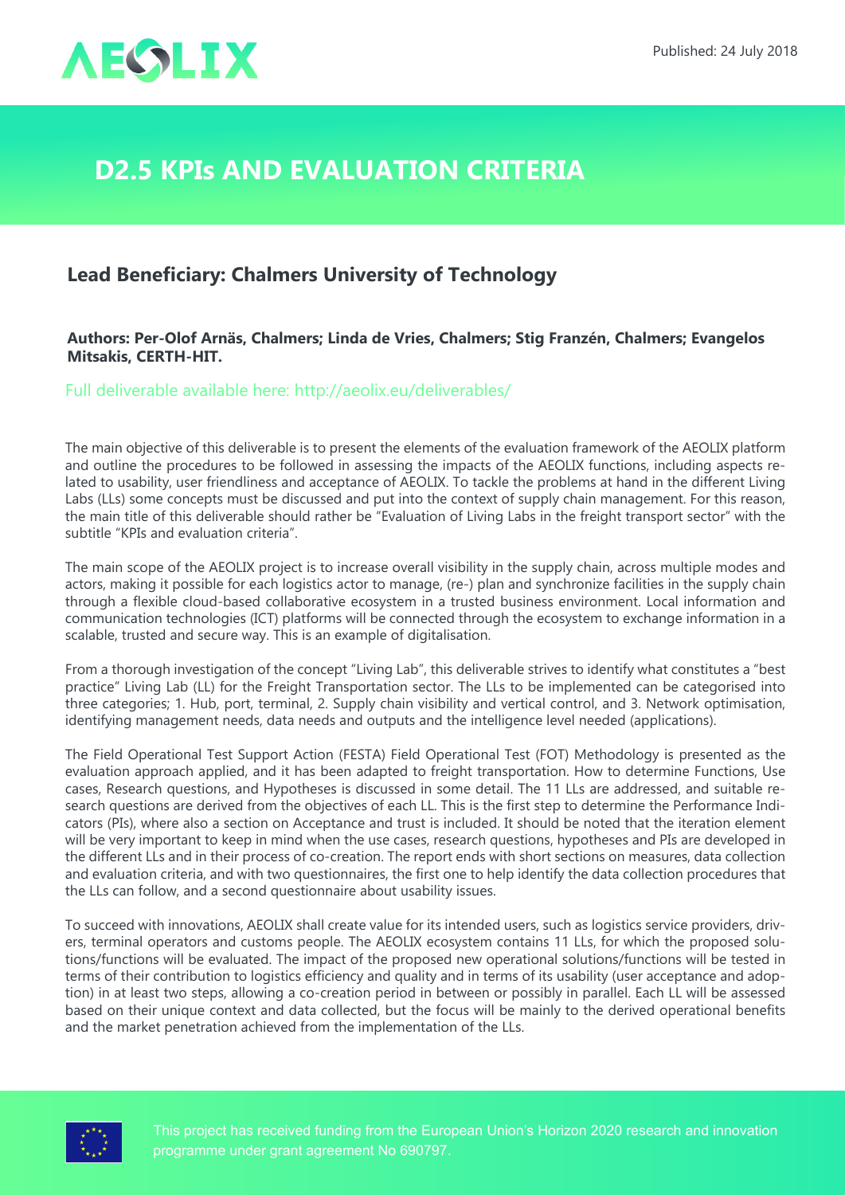AEOLIX

Published: 24 July 2018

# D2.5 KPIs AND EVALUATION CRITERIA

## Lead Beneficiary: Chalmers University of Technology

**Authors: Per-Olof Arnäs, Chalmers; Linda de Vries, Chalmers; Stig Franzén, Chalmers; Evangelos Mitsakis, CERTH-HIT.**

Full deliverable available here: http://aeolix.eu/deliverables/

The main objective of this deliverable is to present the elements of the evaluation framework of the AEOLIX platform and outline the procedures to be followed in assessing the impacts of the AEOLIX functions, including aspects related to usability, user friendliness and acceptance of AEOLIX. To tackle the problems at hand in the different Living Labs (LLs) some concepts must be discussed and put into the context of supply chain management. For this reason, the main title of this deliverable should rather be "Evaluation of Living Labs in the freight transport sector" with the subtitle "KPIs and evaluation criteria".

The main scope of the AEOLIX project is to increase overall visibility in the supply chain, across multiple modes and actors, making it possible for each logistics actor to manage, (re-) plan and synchronize facilities in the supply chain through a flexible cloud-based collaborative ecosystem in a trusted business environment. Local information and communication technologies (ICT) platforms will be connected through the ecosystem to exchange information in a scalable, trusted and secure way. This is an example of digitalisation.

From a thorough investigation of the concept "Living Lab", this deliverable strives to identify what constitutes a "best practice" Living Lab (LL) for the Freight Transportation sector. The LLs to be implemented can be categorised into three categories; 1. Hub, port, terminal, 2. Supply chain visibility and vertical control, and 3. Network optimisation, identifying management needs, data needs and outputs and the intelligence level needed (applications).

The Field Operational Test Support Action (FESTA) Field Operational Test (FOT) Methodology is presented as the evaluation approach applied, and it has been adapted to freight transportation. How to determine Functions, Use cases, Research questions, and Hypotheses is discussed in some detail. The 11 LLs are addressed, and suitable research questions are derived from the objectives of each LL. This is the first step to determine the Performance Indicators (PIs), where also a section on Acceptance and trust is included. It should be noted that the iteration element will be very important to keep in mind when the use cases, research questions, hypotheses and PIs are developed in the different LLs and in their process of co-creation. The report ends with short sections on measures, data collection and evaluation criteria, and with two questionnaires, the first one to help identify the data collection procedures that the LLs can follow, and a second questionnaire about usability issues.

To succeed with innovations, AEOLIX shall create value for its intended users, such as logistics service providers, drivers, terminal operators and customs people. The AEOLIX ecosystem contains 11 LLs, for which the proposed solutions/functions will be evaluated. The impact of the proposed new operational solutions/functions will be tested in terms of their contribution to logistics efficiency and quality and in terms of its usability (user acceptance and adoption) in at least two steps, allowing a co-creation period in between or possibly in parallel. Each LL will be assessed based on their unique context and data collected, but the focus will be mainly to the derived operational benefits and the market penetration achieved from the implementation of the LLs.

This project has received funding from the European Union's Horizon 2020 research and innovation programme under grant agreement No 690797.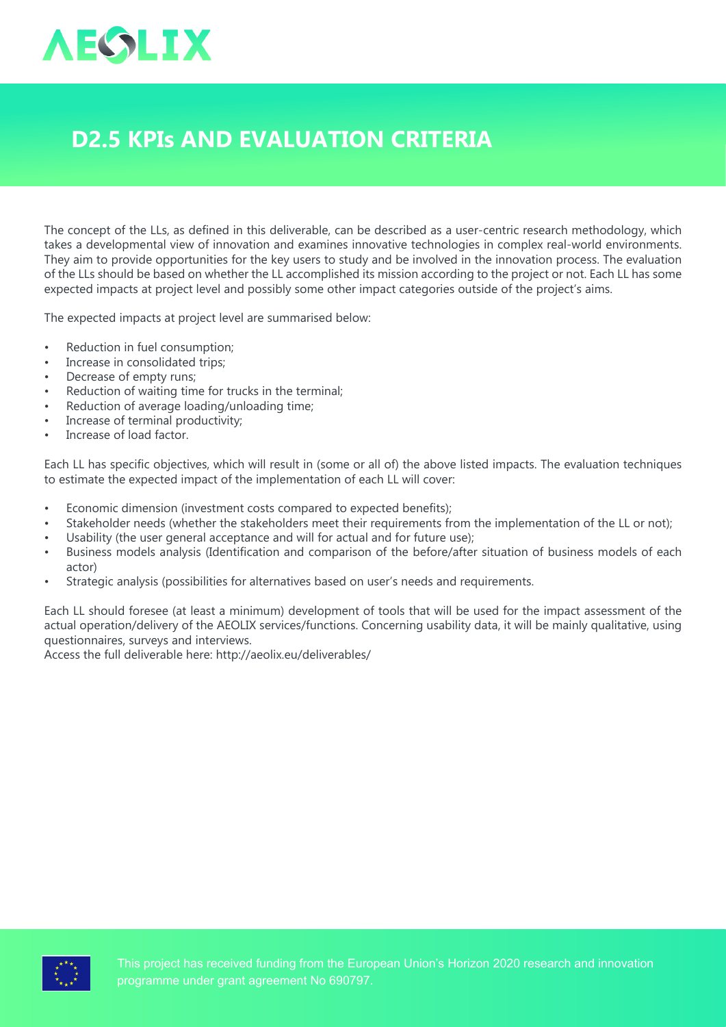# D2.5 KPIs AND EVALUATION CRITERIA

The concept of the LLs, as defined in this deliverable, can be described as a user-centric research methodology, which takes a developmental view of innovation and examines innovative technologies in complex real-world environments. They aim to provide opportunities for the key users to study and be involved in the innovation process. The evaluation of the LLs should be based on whether the LL accomplished its mission according to the project or not. Each LL has some expected impacts at project level and possibly some other impact categories outside of the project's aims.

The expected impacts at project level are summarised below:

- Reduction in fuel consumption;
- Increase in consolidated trips;
- Decrease of empty runs;
- Reduction of waiting time for trucks in the terminal;
- Reduction of average loading/unloading time;
- Increase of terminal productivity;
- Increase of load factor.

Each LL has specific objectives, which will result in (some or all of) the above listed impacts. The evaluation techniques to estimate the expected impact of the implementation of each LL will cover:

- Economic dimension (investment costs compared to expected benefits);
- Stakeholder needs (whether the stakeholders meet their requirements from the implementation of the LL or not);
- Usability (the user general acceptance and will for actual and for future use);
- Business models analysis (Identification and comparison of the before/after situation of business models of each actor)
- Strategic analysis (possibilities for alternatives based on user's needs and requirements.

Each LL should foresee (at least a minimum) development of tools that will be used for the impact assessment of the actual operation/delivery of the AEOLIX services/functions. Concerning usability data, it will be mainly qualitative, using questionnaires, surveys and interviews.
Access the full deliverable here: http://aeolix.eu/deliverables/

This project has received funding from the European Union's Horizon 2020 research and innovation programme under grant agreement No 690797.